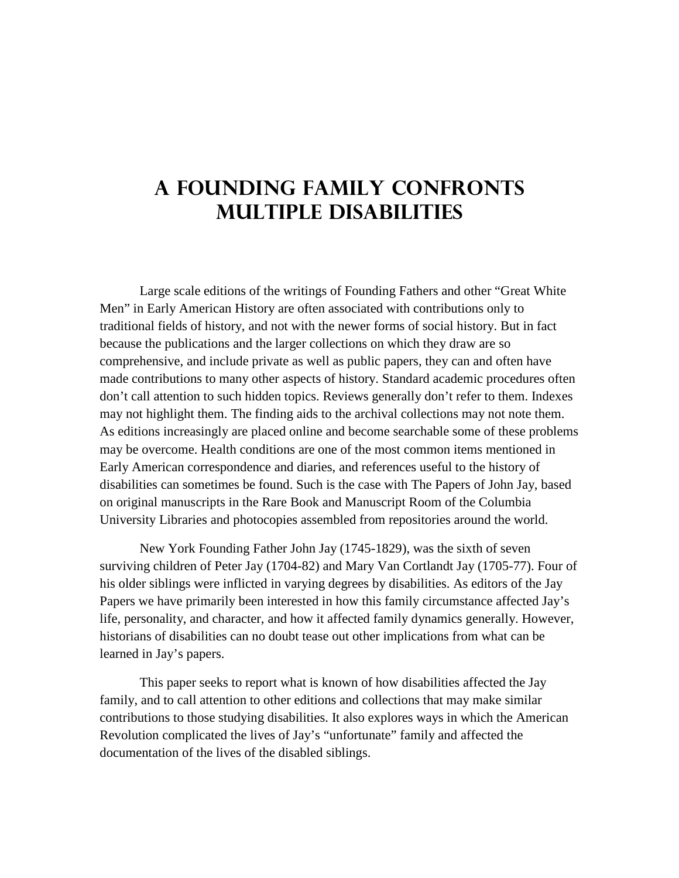# A Founding Family Confronts Multiple Disabilities

Large scale editions of the writings of Founding Fathers and other "Great White Men" in Early American History are often associated with contributions only to traditional fields of history, and not with the newer forms of social history. But in fact because the publications and the larger collections on which they draw are so comprehensive, and include private as well as public papers, they can and often have made contributions to many other aspects of history. Standard academic procedures often don't call attention to such hidden topics. Reviews generally don't refer to them. Indexes may not highlight them. The finding aids to the archival collections may not note them. As editions increasingly are placed online and become searchable some of these problems may be overcome. Health conditions are one of the most common items mentioned in Early American correspondence and diaries, and references useful to the history of disabilities can sometimes be found. Such is the case with The Papers of John Jay, based on original manuscripts in the Rare Book and Manuscript Room of the Columbia University Libraries and photocopies assembled from repositories around the world.

New York Founding Father John Jay (1745-1829), was the sixth of seven surviving children of Peter Jay (1704-82) and Mary Van Cortlandt Jay (1705-77). Four of his older siblings were inflicted in varying degrees by disabilities. As editors of the Jay Papers we have primarily been interested in how this family circumstance affected Jay's life, personality, and character, and how it affected family dynamics generally. However, historians of disabilities can no doubt tease out other implications from what can be learned in Jay's papers.

This paper seeks to report what is known of how disabilities affected the Jay family, and to call attention to other editions and collections that may make similar contributions to those studying disabilities. It also explores ways in which the American Revolution complicated the lives of Jay's "unfortunate" family and affected the documentation of the lives of the disabled siblings.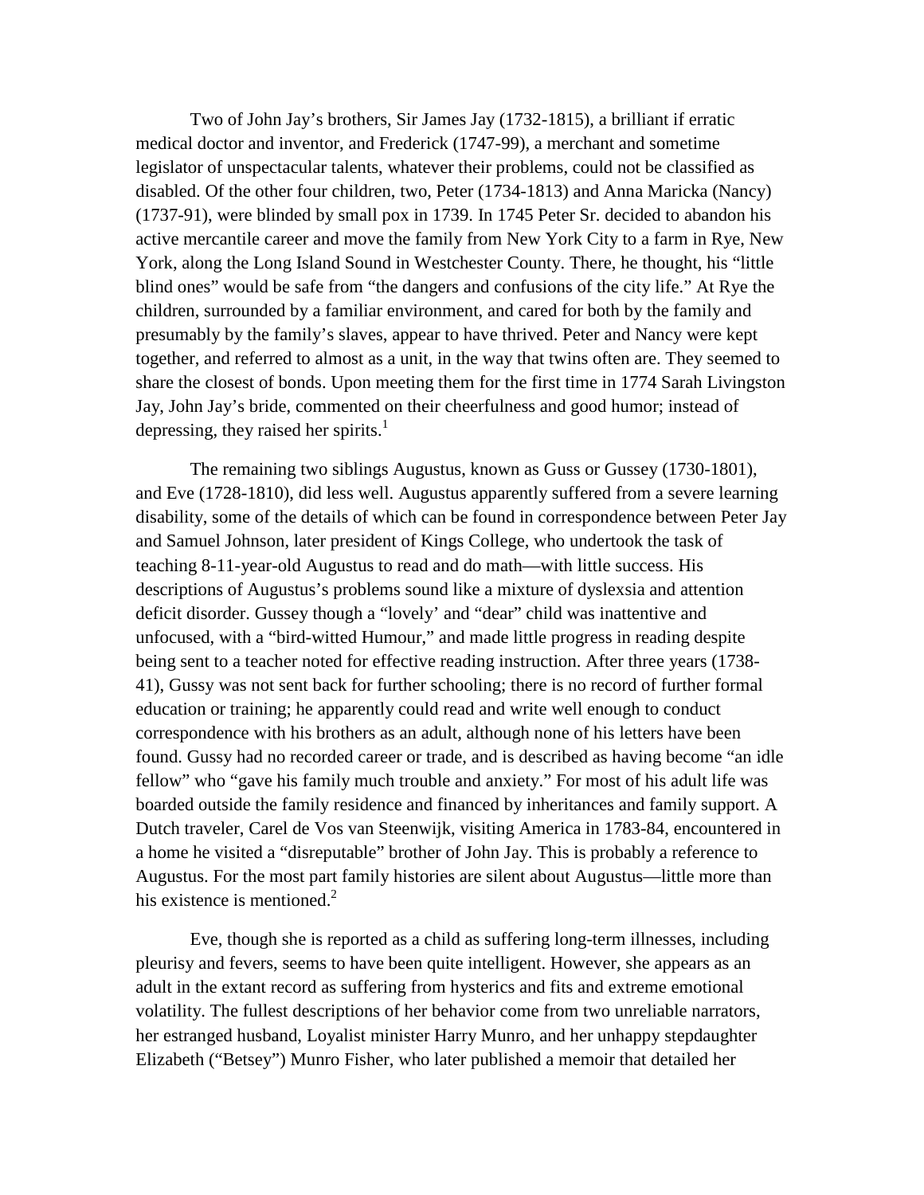Two of John Jay's brothers, Sir James Jay (1732-1815), a brilliant if erratic medical doctor and inventor, and Frederick (1747-99), a merchant and sometime legislator of unspectacular talents, whatever their problems, could not be classified as disabled. Of the other four children, two, Peter (1734-1813) and Anna Maricka (Nancy) (1737-91), were blinded by small pox in 1739. In 1745 Peter Sr. decided to abandon his active mercantile career and move the family from New York City to a farm in Rye, New York, along the Long Island Sound in Westchester County. There, he thought, his "little blind ones" would be safe from "the dangers and confusions of the city life." At Rye the children, surrounded by a familiar environment, and cared for both by the family and presumably by the family's slaves, appear to have thrived. Peter and Nancy were kept together, and referred to almost as a unit, in the way that twins often are. They seemed to share the closest of bonds. Upon meeting them for the first time in 1774 Sarah Livingston Jay, John Jay's bride, commented on their cheerfulness and good humor; instead of depressing, they raised her spirits.[1]

The remaining two siblings Augustus, known as Guss or Gussey (1730-1801), and Eve (1728-1810), did less well. Augustus apparently suffered from a severe learning disability, some of the details of which can be found in correspondence between Peter Jay and Samuel Johnson, later president of Kings College, who undertook the task of teaching 8-11-year-old Augustus to read and do math—with little success. His descriptions of Augustus's problems sound like a mixture of dyslexsia and attention deficit disorder. Gussey though a "lovely' and "dear" child was inattentive and unfocused, with a "bird-witted Humour," and made little progress in reading despite being sent to a teacher noted for effective reading instruction. After three years (1738-41), Gussy was not sent back for further schooling; there is no record of further formal education or training; he apparently could read and write well enough to conduct correspondence with his brothers as an adult, although none of his letters have been found. Gussy had no recorded career or trade, and is described as having become "an idle fellow" who "gave his family much trouble and anxiety." For most of his adult life was boarded outside the family residence and financed by inheritances and family support. A Dutch traveler, Carel de Vos van Steenwijk, visiting America in 1783-84, encountered in a home he visited a "disreputable" brother of John Jay. This is probably a reference to Augustus. For the most part family histories are silent about Augustus—little more than his existence is mentioned.[2]

Eve, though she is reported as a child as suffering long-term illnesses, including pleurisy and fevers, seems to have been quite intelligent. However, she appears as an adult in the extant record as suffering from hysterics and fits and extreme emotional volatility. The fullest descriptions of her behavior come from two unreliable narrators, her estranged husband, Loyalist minister Harry Munro, and her unhappy stepdaughter Elizabeth ("Betsey") Munro Fisher, who later published a memoir that detailed her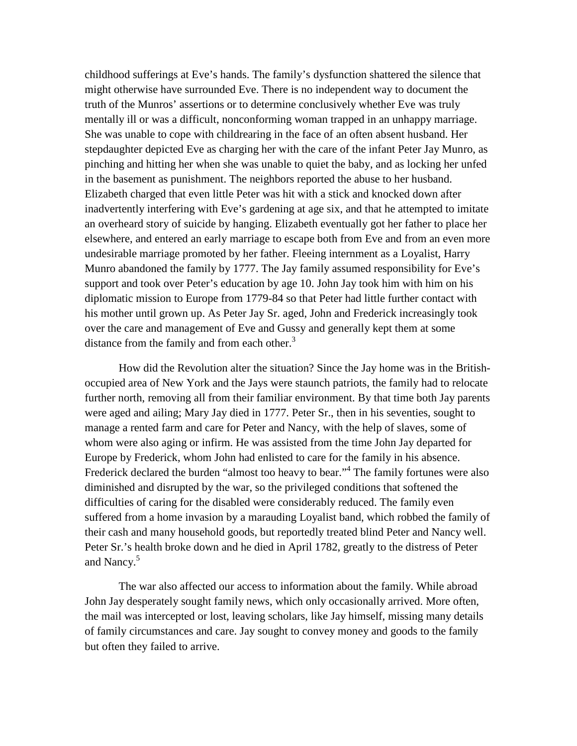childhood sufferings at Eve's hands. The family's dysfunction shattered the silence that might otherwise have surrounded Eve. There is no independent way to document the truth of the Munros' assertions or to determine conclusively whether Eve was truly mentally ill or was a difficult, nonconforming woman trapped in an unhappy marriage. She was unable to cope with childrearing in the face of an often absent husband. Her stepdaughter depicted Eve as charging her with the care of the infant Peter Jay Munro, as pinching and hitting her when she was unable to quiet the baby, and as locking her unfed in the basement as punishment. The neighbors reported the abuse to her husband. Elizabeth charged that even little Peter was hit with a stick and knocked down after inadvertently interfering with Eve's gardening at age six, and that he attempted to imitate an overheard story of suicide by hanging. Elizabeth eventually got her father to place her elsewhere, and entered an early marriage to escape both from Eve and from an even more undesirable marriage promoted by her father. Fleeing internment as a Loyalist, Harry Munro abandoned the family by 1777. The Jay family assumed responsibility for Eve's support and took over Peter's education by age 10. John Jay took him with him on his diplomatic mission to Europe from 1779-84 so that Peter had little further contact with his mother until grown up. As Peter Jay Sr. aged, John and Frederick increasingly took over the care and management of Eve and Gussy and generally kept them at some distance from the family and from each other.[3]

How did the Revolution alter the situation? Since the Jay home was in the British-occupied area of New York and the Jays were staunch patriots, the family had to relocate further north, removing all from their familiar environment. By that time both Jay parents were aged and ailing; Mary Jay died in 1777. Peter Sr., then in his seventies, sought to manage a rented farm and care for Peter and Nancy, with the help of slaves, some of whom were also aging or infirm. He was assisted from the time John Jay departed for Europe by Frederick, whom John had enlisted to care for the family in his absence. Frederick declared the burden "almost too heavy to bear."[4] The family fortunes were also diminished and disrupted by the war, so the privileged conditions that softened the difficulties of caring for the disabled were considerably reduced. The family even suffered from a home invasion by a marauding Loyalist band, which robbed the family of their cash and many household goods, but reportedly treated blind Peter and Nancy well. Peter Sr.'s health broke down and he died in April 1782, greatly to the distress of Peter and Nancy.[5]

The war also affected our access to information about the family. While abroad John Jay desperately sought family news, which only occasionally arrived. More often, the mail was intercepted or lost, leaving scholars, like Jay himself, missing many details of family circumstances and care. Jay sought to convey money and goods to the family but often they failed to arrive.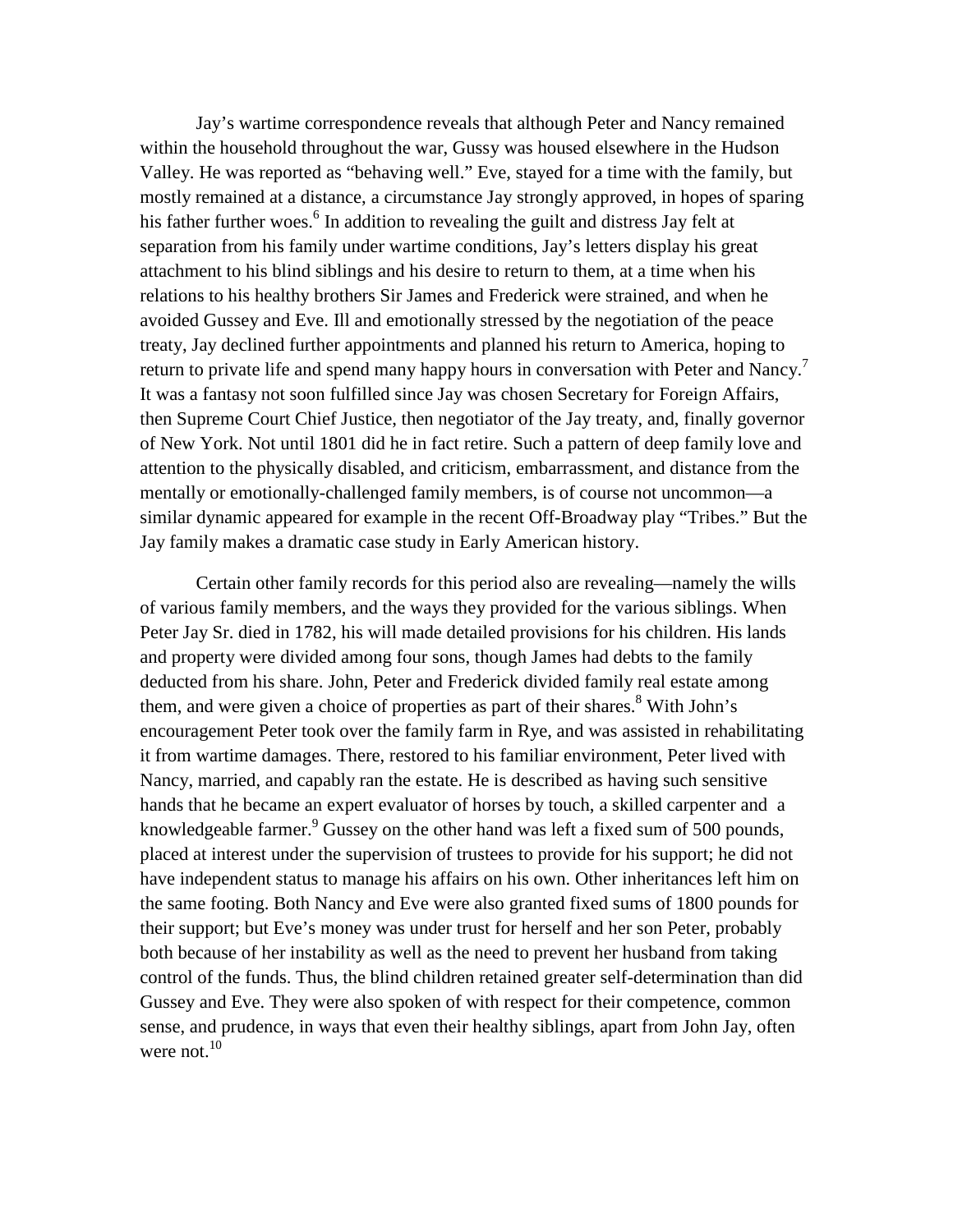Jay's wartime correspondence reveals that although Peter and Nancy remained within the household throughout the war, Gussy was housed elsewhere in the Hudson Valley. He was reported as "behaving well." Eve, stayed for a time with the family, but mostly remained at a distance, a circumstance Jay strongly approved, in hopes of sparing his father further woes.[6] In addition to revealing the guilt and distress Jay felt at separation from his family under wartime conditions, Jay's letters display his great attachment to his blind siblings and his desire to return to them, at a time when his relations to his healthy brothers Sir James and Frederick were strained, and when he avoided Gussey and Eve. Ill and emotionally stressed by the negotiation of the peace treaty, Jay declined further appointments and planned his return to America, hoping to return to private life and spend many happy hours in conversation with Peter and Nancy.[7] It was a fantasy not soon fulfilled since Jay was chosen Secretary for Foreign Affairs, then Supreme Court Chief Justice, then negotiator of the Jay treaty, and, finally governor of New York. Not until 1801 did he in fact retire. Such a pattern of deep family love and attention to the physically disabled, and criticism, embarrassment, and distance from the mentally or emotionally-challenged family members, is of course not uncommon—a similar dynamic appeared for example in the recent Off-Broadway play "Tribes." But the Jay family makes a dramatic case study in Early American history.

Certain other family records for this period also are revealing—namely the wills of various family members, and the ways they provided for the various siblings. When Peter Jay Sr. died in 1782, his will made detailed provisions for his children. His lands and property were divided among four sons, though James had debts to the family deducted from his share. John, Peter and Frederick divided family real estate among them, and were given a choice of properties as part of their shares.[8] With John's encouragement Peter took over the family farm in Rye, and was assisted in rehabilitating it from wartime damages. There, restored to his familiar environment, Peter lived with Nancy, married, and capably ran the estate. He is described as having such sensitive hands that he became an expert evaluator of horses by touch, a skilled carpenter and a knowledgeable farmer.[9] Gussey on the other hand was left a fixed sum of 500 pounds, placed at interest under the supervision of trustees to provide for his support; he did not have independent status to manage his affairs on his own. Other inheritances left him on the same footing. Both Nancy and Eve were also granted fixed sums of 1800 pounds for their support; but Eve's money was under trust for herself and her son Peter, probably both because of her instability as well as the need to prevent her husband from taking control of the funds. Thus, the blind children retained greater self-determination than did Gussey and Eve. They were also spoken of with respect for their competence, common sense, and prudence, in ways that even their healthy siblings, apart from John Jay, often were not.[10]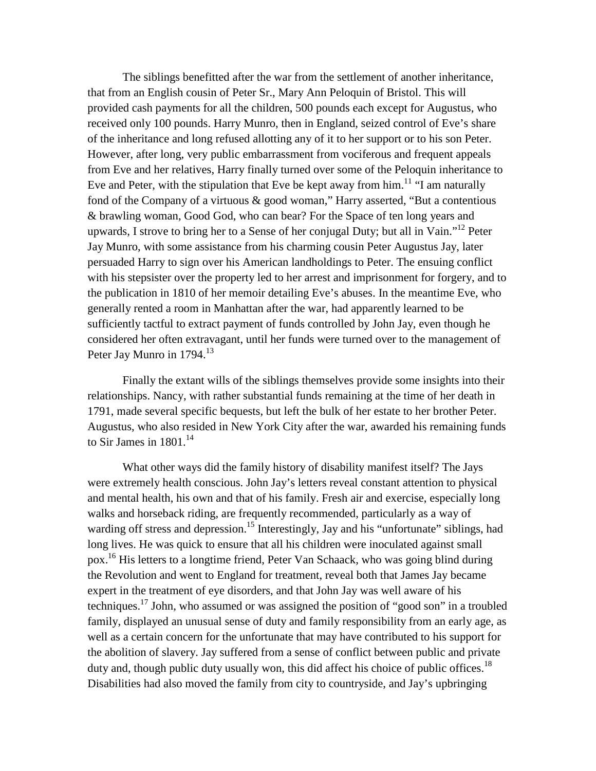The siblings benefitted after the war from the settlement of another inheritance, that from an English cousin of Peter Sr., Mary Ann Peloquin of Bristol. This will provided cash payments for all the children, 500 pounds each except for Augustus, who received only 100 pounds. Harry Munro, then in England, seized control of Eve's share of the inheritance and long refused allotting any of it to her support or to his son Peter. However, after long, very public embarrassment from vociferous and frequent appeals from Eve and her relatives, Harry finally turned over some of the Peloquin inheritance to Eve and Peter, with the stipulation that Eve be kept away from him.[11] "I am naturally fond of the Company of a virtuous & good woman," Harry asserted, "But a contentious & brawling woman, Good God, who can bear? For the Space of ten long years and upwards, I strove to bring her to a Sense of her conjugal Duty; but all in Vain."[12] Peter Jay Munro, with some assistance from his charming cousin Peter Augustus Jay, later persuaded Harry to sign over his American landholdings to Peter. The ensuing conflict with his stepsister over the property led to her arrest and imprisonment for forgery, and to the publication in 1810 of her memoir detailing Eve's abuses. In the meantime Eve, who generally rented a room in Manhattan after the war, had apparently learned to be sufficiently tactful to extract payment of funds controlled by John Jay, even though he considered her often extravagant, until her funds were turned over to the management of Peter Jay Munro in 1794.[13]

Finally the extant wills of the siblings themselves provide some insights into their relationships. Nancy, with rather substantial funds remaining at the time of her death in 1791, made several specific bequests, but left the bulk of her estate to her brother Peter. Augustus, who also resided in New York City after the war, awarded his remaining funds to Sir James in 1801.[14]

What other ways did the family history of disability manifest itself? The Jays were extremely health conscious. John Jay's letters reveal constant attention to physical and mental health, his own and that of his family. Fresh air and exercise, especially long walks and horseback riding, are frequently recommended, particularly as a way of warding off stress and depression.[15] Interestingly, Jay and his "unfortunate" siblings, had long lives. He was quick to ensure that all his children were inoculated against small pox.[16] His letters to a longtime friend, Peter Van Schaack, who was going blind during the Revolution and went to England for treatment, reveal both that James Jay became expert in the treatment of eye disorders, and that John Jay was well aware of his techniques.[17] John, who assumed or was assigned the position of "good son" in a troubled family, displayed an unusual sense of duty and family responsibility from an early age, as well as a certain concern for the unfortunate that may have contributed to his support for the abolition of slavery. Jay suffered from a sense of conflict between public and private duty and, though public duty usually won, this did affect his choice of public offices.[18] Disabilities had also moved the family from city to countryside, and Jay's upbringing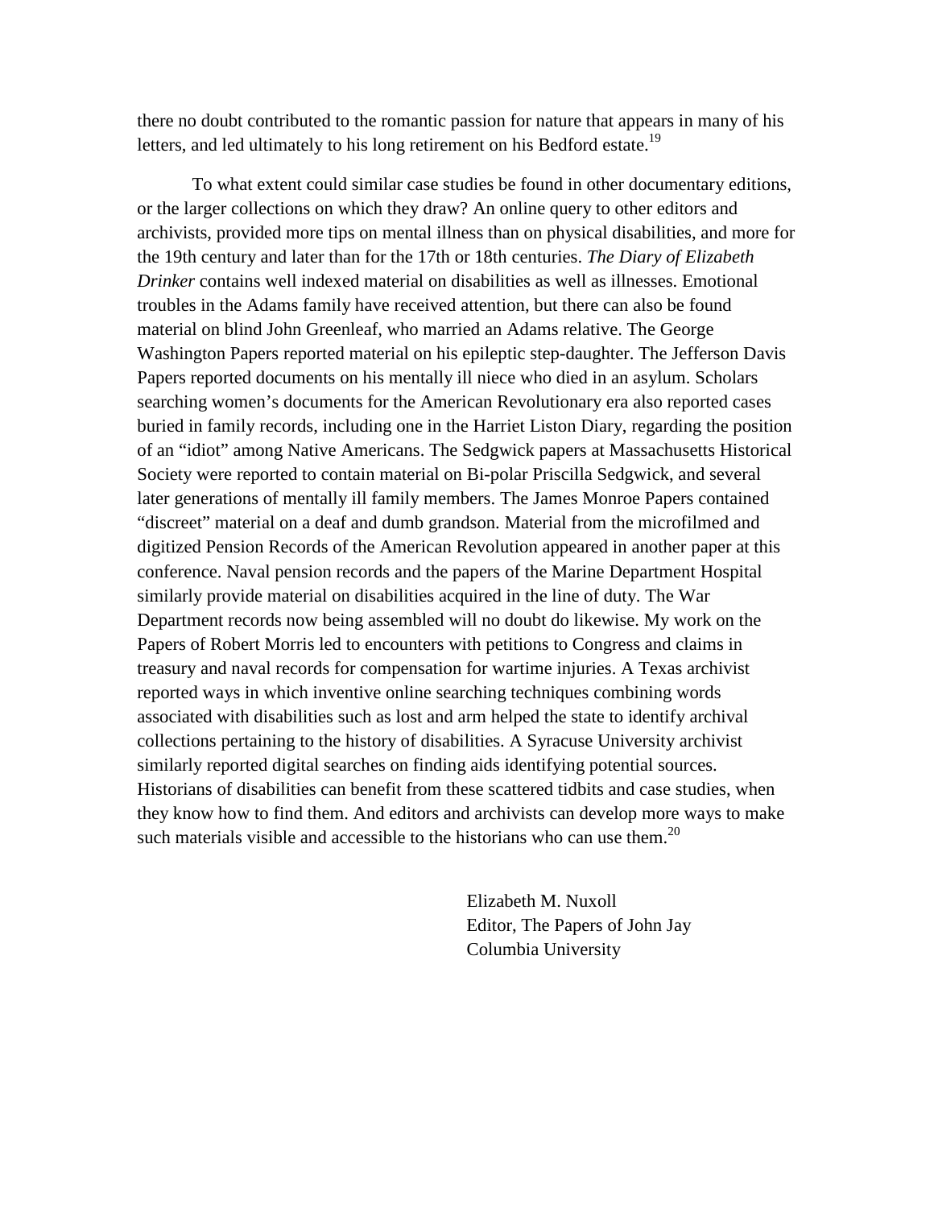there no doubt contributed to the romantic passion for nature that appears in many of his letters, and led ultimately to his long retirement on his Bedford estate.[19]

To what extent could similar case studies be found in other documentary editions, or the larger collections on which they draw? An online query to other editors and archivists, provided more tips on mental illness than on physical disabilities, and more for the 19th century and later than for the 17th or 18th centuries. *The Diary of Elizabeth Drinker* contains well indexed material on disabilities as well as illnesses. Emotional troubles in the Adams family have received attention, but there can also be found material on blind John Greenleaf, who married an Adams relative. The George Washington Papers reported material on his epileptic step-daughter. The Jefferson Davis Papers reported documents on his mentally ill niece who died in an asylum. Scholars searching women's documents for the American Revolutionary era also reported cases buried in family records, including one in the Harriet Liston Diary, regarding the position of an "idiot" among Native Americans. The Sedgwick papers at Massachusetts Historical Society were reported to contain material on Bi-polar Priscilla Sedgwick, and several later generations of mentally ill family members. The James Monroe Papers contained "discreet" material on a deaf and dumb grandson. Material from the microfilmed and digitized Pension Records of the American Revolution appeared in another paper at this conference. Naval pension records and the papers of the Marine Department Hospital similarly provide material on disabilities acquired in the line of duty. The War Department records now being assembled will no doubt do likewise. My work on the Papers of Robert Morris led to encounters with petitions to Congress and claims in treasury and naval records for compensation for wartime injuries. A Texas archivist reported ways in which inventive online searching techniques combining words associated with disabilities such as lost and arm helped the state to identify archival collections pertaining to the history of disabilities. A Syracuse University archivist similarly reported digital searches on finding aids identifying potential sources. Historians of disabilities can benefit from these scattered tidbits and case studies, when they know how to find them. And editors and archivists can develop more ways to make such materials visible and accessible to the historians who can use them.[20]

Elizabeth M. Nuxoll
Editor, The Papers of John Jay
Columbia University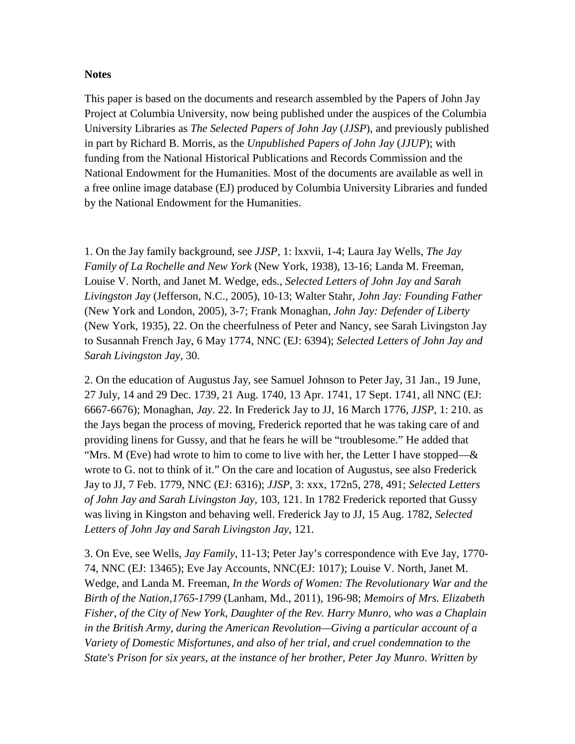**Notes**

This paper is based on the documents and research assembled by the Papers of John Jay Project at Columbia University, now being published under the auspices of the Columbia University Libraries as *The Selected Papers of John Jay* (*JJSP*), and previously published in part by Richard B. Morris, as the *Unpublished Papers of John Jay* (*JJUP*); with funding from the National Historical Publications and Records Commission and the National Endowment for the Humanities. Most of the documents are available as well in a free online image database (EJ) produced by Columbia University Libraries and funded by the National Endowment for the Humanities.

1. On the Jay family background, see *JJSP*, 1: lxxvii, 1-4; Laura Jay Wells, *The Jay Family of La Rochelle and New York* (New York, 1938), 13-16; Landa M. Freeman, Louise V. North, and Janet M. Wedge, eds., *Selected Letters of John Jay and Sarah Livingston Jay* (Jefferson, N.C., 2005), 10-13; Walter Stahr, *John Jay: Founding Father* (New York and London, 2005), 3-7; Frank Monaghan, *John Jay: Defender of Liberty* (New York, 1935), 22. On the cheerfulness of Peter and Nancy, see Sarah Livingston Jay to Susannah French Jay, 6 May 1774, NNC (EJ: 6394); *Selected Letters of John Jay and Sarah Livingston Jay*, 30.

2. On the education of Augustus Jay, see Samuel Johnson to Peter Jay, 31 Jan., 19 June, 27 July, 14 and 29 Dec. 1739, 21 Aug. 1740, 13 Apr. 1741, 17 Sept. 1741, all NNC (EJ: 6667-6676); Monaghan, *Jay*. 22. In Frederick Jay to JJ, 16 March 1776, *JJSP*, 1: 210. as the Jays began the process of moving, Frederick reported that he was taking care of and providing linens for Gussy, and that he fears he will be "troublesome." He added that "Mrs. M (Eve) had wrote to him to come to live with her, the Letter I have stopped—& wrote to G. not to think of it." On the care and location of Augustus, see also Frederick Jay to JJ, 7 Feb. 1779, NNC (EJ: 6316); *JJSP*, 3: xxx, 172n5, 278, 491; *Selected Letters of John Jay and Sarah Livingston Jay*, 103, 121. In 1782 Frederick reported that Gussy was living in Kingston and behaving well. Frederick Jay to JJ, 15 Aug. 1782, *Selected Letters of John Jay and Sarah Livingston Jay*, 121.

3. On Eve, see Wells, *Jay Family*, 11-13; Peter Jay's correspondence with Eve Jay, 1770-74, NNC (EJ: 13465); Eve Jay Accounts, NNC(EJ: 1017); Louise V. North, Janet M. Wedge, and Landa M. Freeman, *In the Words of Women: The Revolutionary War and the Birth of the Nation,1765-1799* (Lanham, Md., 2011), 196-98; *Memoirs of Mrs. Elizabeth Fisher, of the City of New York, Daughter of the Rev. Harry Munro, who was a Chaplain in the British Army, during the American Revolution—Giving a particular account of a Variety of Domestic Misfortunes, and also of her trial, and cruel condemnation to the State's Prison for six years, at the instance of her brother, Peter Jay Munro. Written by*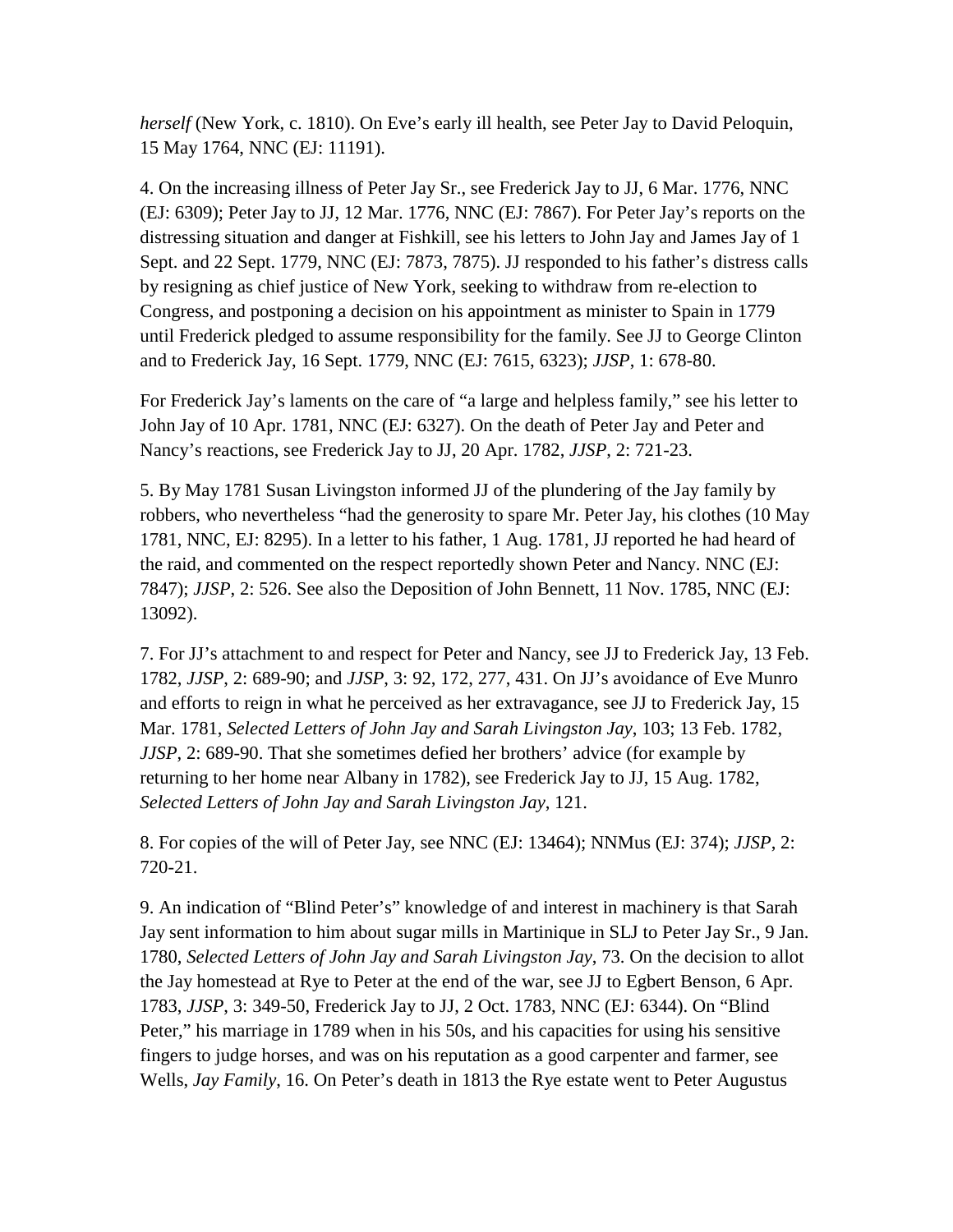*herself* (New York, c. 1810). On Eve's early ill health, see Peter Jay to David Peloquin, 15 May 1764, NNC (EJ: 11191).

4. On the increasing illness of Peter Jay Sr., see Frederick Jay to JJ, 6 Mar. 1776, NNC (EJ: 6309); Peter Jay to JJ, 12 Mar. 1776, NNC (EJ: 7867). For Peter Jay's reports on the distressing situation and danger at Fishkill, see his letters to John Jay and James Jay of 1 Sept. and 22 Sept. 1779, NNC (EJ: 7873, 7875). JJ responded to his father's distress calls by resigning as chief justice of New York, seeking to withdraw from re-election to Congress, and postponing a decision on his appointment as minister to Spain in 1779 until Frederick pledged to assume responsibility for the family. See JJ to George Clinton and to Frederick Jay, 16 Sept. 1779, NNC (EJ: 7615, 6323); *JJSP*, 1: 678-80.

For Frederick Jay's laments on the care of "a large and helpless family," see his letter to John Jay of 10 Apr. 1781, NNC (EJ: 6327). On the death of Peter Jay and Peter and Nancy's reactions, see Frederick Jay to JJ, 20 Apr. 1782, *JJSP*, 2: 721-23.

5. By May 1781 Susan Livingston informed JJ of the plundering of the Jay family by robbers, who nevertheless "had the generosity to spare Mr. Peter Jay, his clothes (10 May 1781, NNC, EJ: 8295). In a letter to his father, 1 Aug. 1781, JJ reported he had heard of the raid, and commented on the respect reportedly shown Peter and Nancy. NNC (EJ: 7847); *JJSP*, 2: 526. See also the Deposition of John Bennett, 11 Nov. 1785, NNC (EJ: 13092).

7. For JJ's attachment to and respect for Peter and Nancy, see JJ to Frederick Jay, 13 Feb. 1782, *JJSP*, 2: 689-90; and *JJSP*, 3: 92, 172, 277, 431. On JJ's avoidance of Eve Munro and efforts to reign in what he perceived as her extravagance, see JJ to Frederick Jay, 15 Mar. 1781, *Selected Letters of John Jay and Sarah Livingston Jay*, 103; 13 Feb. 1782, *JJSP*, 2: 689-90. That she sometimes defied her brothers' advice (for example by returning to her home near Albany in 1782), see Frederick Jay to JJ, 15 Aug. 1782, *Selected Letters of John Jay and Sarah Livingston Jay*, 121.

8. For copies of the will of Peter Jay, see NNC (EJ: 13464); NNMus (EJ: 374); *JJSP*, 2: 720-21.

9. An indication of "Blind Peter's" knowledge of and interest in machinery is that Sarah Jay sent information to him about sugar mills in Martinique in SLJ to Peter Jay Sr., 9 Jan. 1780, *Selected Letters of John Jay and Sarah Livingston Jay*, 73. On the decision to allot the Jay homestead at Rye to Peter at the end of the war, see JJ to Egbert Benson, 6 Apr. 1783, *JJSP*, 3: 349-50, Frederick Jay to JJ, 2 Oct. 1783, NNC (EJ: 6344). On "Blind Peter," his marriage in 1789 when in his 50s, and his capacities for using his sensitive fingers to judge horses, and was on his reputation as a good carpenter and farmer, see Wells, *Jay Family*, 16. On Peter's death in 1813 the Rye estate went to Peter Augustus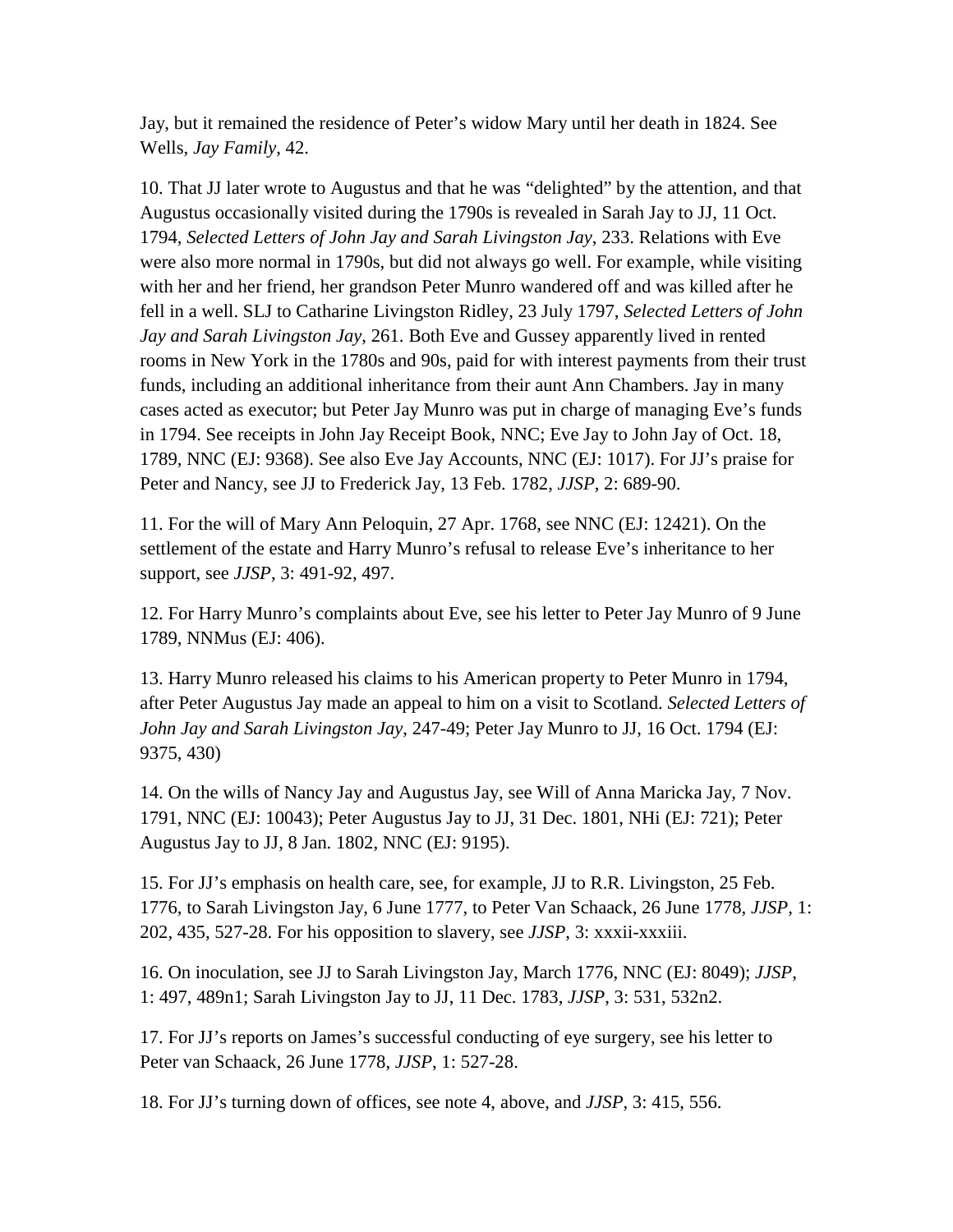Jay, but it remained the residence of Peter's widow Mary until her death in 1824. See Wells, *Jay Family*, 42.

10. That JJ later wrote to Augustus and that he was "delighted" by the attention, and that Augustus occasionally visited during the 1790s is revealed in Sarah Jay to JJ, 11 Oct. 1794, *Selected Letters of John Jay and Sarah Livingston Jay*, 233. Relations with Eve were also more normal in 1790s, but did not always go well. For example, while visiting with her and her friend, her grandson Peter Munro wandered off and was killed after he fell in a well. SLJ to Catharine Livingston Ridley, 23 July 1797, *Selected Letters of John Jay and Sarah Livingston Jay*, 261. Both Eve and Gussey apparently lived in rented rooms in New York in the 1780s and 90s, paid for with interest payments from their trust funds, including an additional inheritance from their aunt Ann Chambers. Jay in many cases acted as executor; but Peter Jay Munro was put in charge of managing Eve's funds in 1794. See receipts in John Jay Receipt Book, NNC; Eve Jay to John Jay of Oct. 18, 1789, NNC (EJ: 9368). See also Eve Jay Accounts, NNC (EJ: 1017). For JJ's praise for Peter and Nancy, see JJ to Frederick Jay, 13 Feb. 1782, *JJSP*, 2: 689-90.

11. For the will of Mary Ann Peloquin, 27 Apr. 1768, see NNC (EJ: 12421). On the settlement of the estate and Harry Munro's refusal to release Eve's inheritance to her support, see *JJSP*, 3: 491-92, 497.

12. For Harry Munro's complaints about Eve, see his letter to Peter Jay Munro of 9 June 1789, NNMus (EJ: 406).

13. Harry Munro released his claims to his American property to Peter Munro in 1794, after Peter Augustus Jay made an appeal to him on a visit to Scotland. *Selected Letters of John Jay and Sarah Livingston Jay*, 247-49; Peter Jay Munro to JJ, 16 Oct. 1794 (EJ: 9375, 430)

14. On the wills of Nancy Jay and Augustus Jay, see Will of Anna Maricka Jay, 7 Nov. 1791, NNC (EJ: 10043); Peter Augustus Jay to JJ, 31 Dec. 1801, NHi (EJ: 721); Peter Augustus Jay to JJ, 8 Jan. 1802, NNC (EJ: 9195).

15. For JJ's emphasis on health care, see, for example, JJ to R.R. Livingston, 25 Feb. 1776, to Sarah Livingston Jay, 6 June 1777, to Peter Van Schaack, 26 June 1778, *JJSP*, 1: 202, 435, 527-28. For his opposition to slavery, see *JJSP*, 3: xxxii-xxxiii.

16. On inoculation, see JJ to Sarah Livingston Jay, March 1776, NNC (EJ: 8049); *JJSP*, 1: 497, 489n1; Sarah Livingston Jay to JJ, 11 Dec. 1783, *JJSP*, 3: 531, 532n2.

17. For JJ's reports on James's successful conducting of eye surgery, see his letter to Peter van Schaack, 26 June 1778, *JJSP*, 1: 527-28.

18. For JJ's turning down of offices, see note 4, above, and *JJSP*, 3: 415, 556.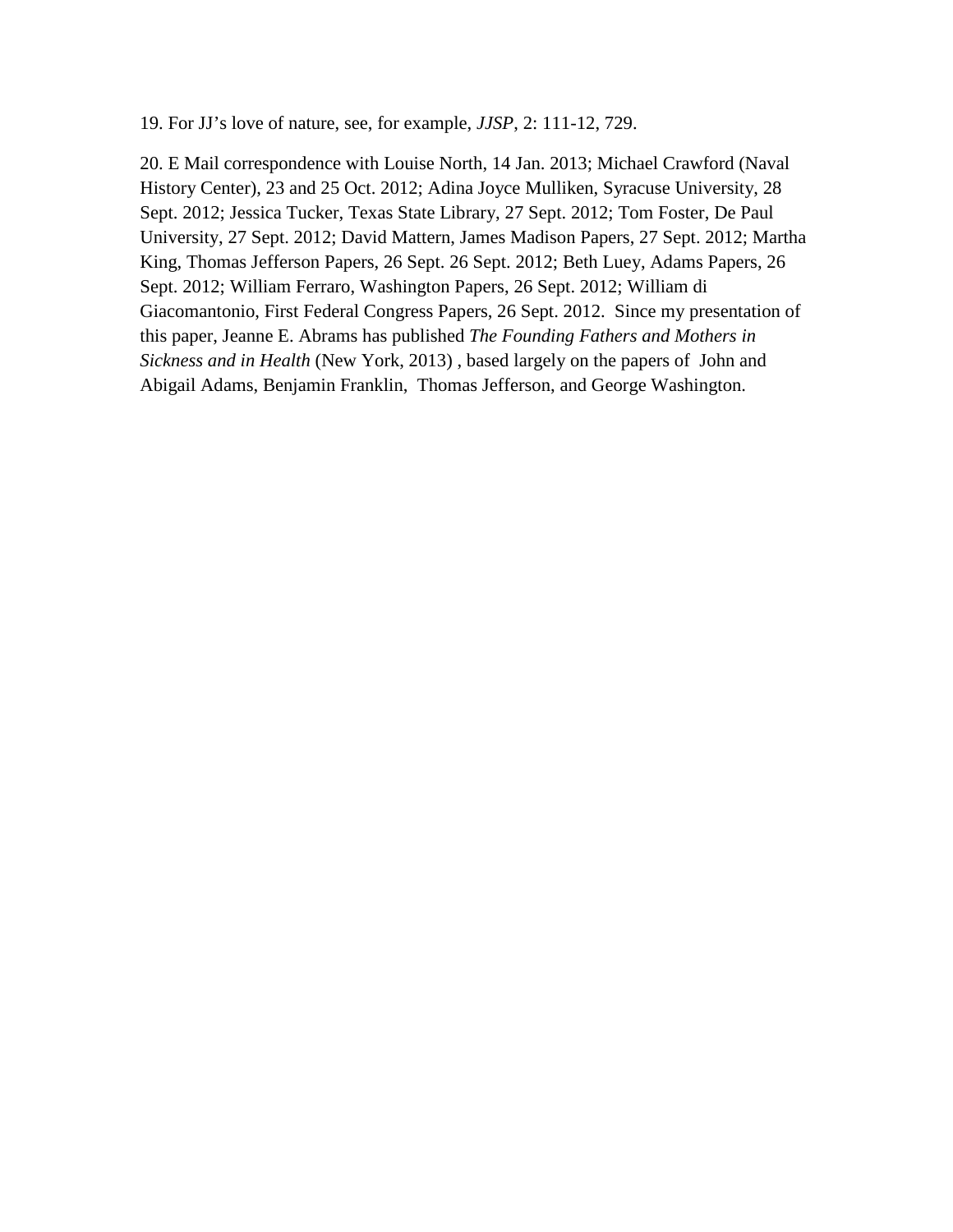19. For JJ's love of nature, see, for example, *JJSP*, 2: 111-12, 729.

20. E Mail correspondence with Louise North, 14 Jan. 2013; Michael Crawford (Naval History Center), 23 and 25 Oct. 2012; Adina Joyce Mulliken, Syracuse University, 28 Sept. 2012; Jessica Tucker, Texas State Library, 27 Sept. 2012; Tom Foster, De Paul University, 27 Sept. 2012; David Mattern, James Madison Papers, 27 Sept. 2012; Martha King, Thomas Jefferson Papers, 26 Sept. 26 Sept. 2012; Beth Luey, Adams Papers, 26 Sept. 2012; William Ferraro, Washington Papers, 26 Sept. 2012; William di Giacomantonio, First Federal Congress Papers, 26 Sept. 2012. Since my presentation of this paper, Jeanne E. Abrams has published *The Founding Fathers and Mothers in Sickness and in Health* (New York, 2013) , based largely on the papers of John and Abigail Adams, Benjamin Franklin, Thomas Jefferson, and George Washington.